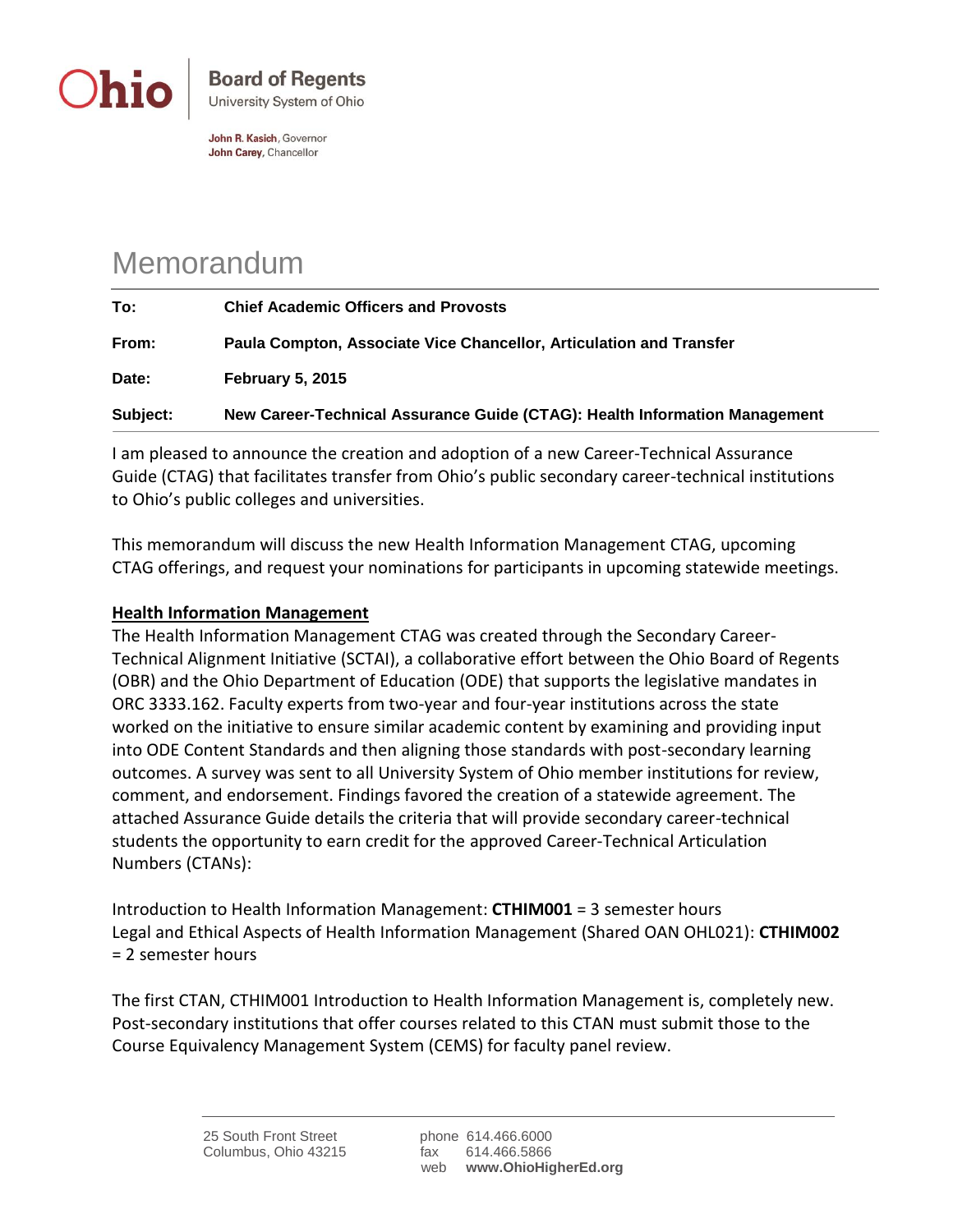Ohio | Board of Regents
University System of Ohio

John R. Kasich, Governor
John Carey, Chancellor

# Memorandum

| | |
|---|---|
| **To:** | **Chief Academic Officers and Provosts** |
| **From:** | **Paula Compton, Associate Vice Chancellor, Articulation and Transfer** |
| **Date:** | **February 5, 2015** |
| **Subject:** | **New Career-Technical Assurance Guide (CTAG): Health Information Management** |

I am pleased to announce the creation and adoption of a new Career-Technical Assurance Guide (CTAG) that facilitates transfer from Ohio's public secondary career-technical institutions to Ohio's public colleges and universities.

This memorandum will discuss the new Health Information Management CTAG, upcoming CTAG offerings, and request your nominations for participants in upcoming statewide meetings.

## Health Information Management

The Health Information Management CTAG was created through the Secondary Career-Technical Alignment Initiative (SCTAI), a collaborative effort between the Ohio Board of Regents (OBR) and the Ohio Department of Education (ODE) that supports the legislative mandates in ORC 3333.162. Faculty experts from two-year and four-year institutions across the state worked on the initiative to ensure similar academic content by examining and providing input into ODE Content Standards and then aligning those standards with post-secondary learning outcomes. A survey was sent to all University System of Ohio member institutions for review, comment, and endorsement. Findings favored the creation of a statewide agreement. The attached Assurance Guide details the criteria that will provide secondary career-technical students the opportunity to earn credit for the approved Career-Technical Articulation Numbers (CTANs):

Introduction to Health Information Management: **CTHIM001** = 3 semester hours
Legal and Ethical Aspects of Health Information Management (Shared OAN OHL021): **CTHIM002** = 2 semester hours

The first CTAN, CTHIM001 Introduction to Health Information Management is, completely new. Post-secondary institutions that offer courses related to this CTAN must submit those to the Course Equivalency Management System (CEMS) for faculty panel review.

25 South Front Street
Columbus, Ohio 43215

phone 614.466.6000
fax 614.466.5866
web **www.OhioHigherEd.org**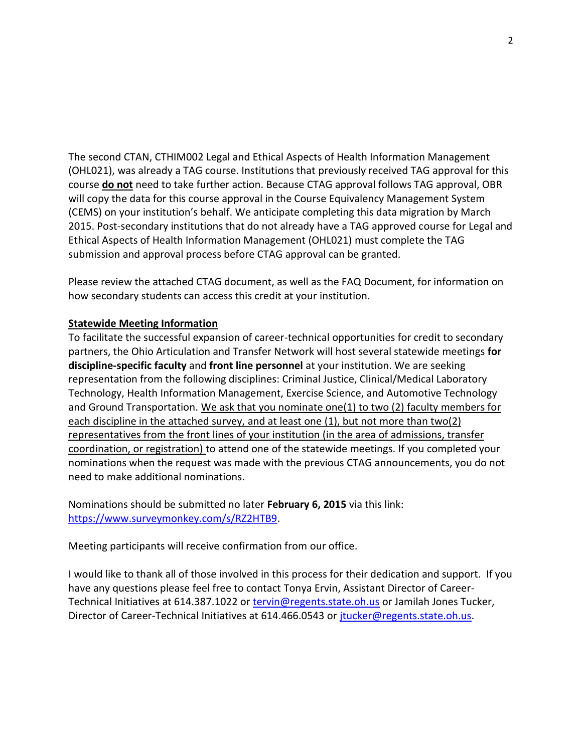The second CTAN, CTHIM002 Legal and Ethical Aspects of Health Information Management (OHL021), was already a TAG course. Institutions that previously received TAG approval for this course **do not** need to take further action. Because CTAG approval follows TAG approval, OBR will copy the data for this course approval in the Course Equivalency Management System (CEMS) on your institution's behalf. We anticipate completing this data migration by March 2015. Post-secondary institutions that do not already have a TAG approved course for Legal and Ethical Aspects of Health Information Management (OHL021) must complete the TAG submission and approval process before CTAG approval can be granted.

Please review the attached CTAG document, as well as the FAQ Document, for information on how secondary students can access this credit at your institution.

**Statewide Meeting Information**

To facilitate the successful expansion of career-technical opportunities for credit to secondary partners, the Ohio Articulation and Transfer Network will host several statewide meetings **for discipline-specific faculty** and **front line personnel** at your institution. We are seeking representation from the following disciplines: Criminal Justice, Clinical/Medical Laboratory Technology, Health Information Management, Exercise Science, and Automotive Technology and Ground Transportation. We ask that you nominate one(1) to two (2) faculty members for each discipline in the attached survey, and at least one (1), but not more than two(2) representatives from the front lines of your institution (in the area of admissions, transfer coordination, or registration) to attend one of the statewide meetings. If you completed your nominations when the request was made with the previous CTAG announcements, you do not need to make additional nominations.

Nominations should be submitted no later **February 6, 2015** via this link: https://www.surveymonkey.com/s/RZ2HTB9.

Meeting participants will receive confirmation from our office.

I would like to thank all of those involved in this process for their dedication and support. If you have any questions please feel free to contact Tonya Ervin, Assistant Director of Career-Technical Initiatives at 614.387.1022 or tervin@regents.state.oh.us or Jamilah Jones Tucker, Director of Career-Technical Initiatives at 614.466.0543 or jtucker@regents.state.oh.us.